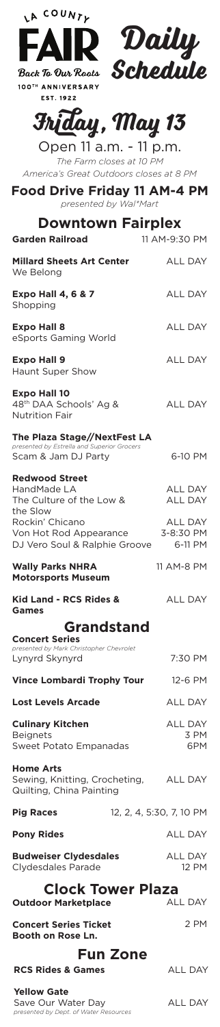LA COUNTY

# FAIR Daily Schedule

Back To Our Roots

100TH ANNIVERSARY

EST. 1922

## Friday, May 13

Open 11 a.m. - 11 p.m.

*The Farm closes at 10 PM*

*America's Great Outdoors closes at 8 PM*

**Food Drive Friday 11 AM-4 PM**

*presented by Wal\*Mart*

## Downtown Fairplex

| Event | Time |
|---|---|
| **Garden Railroad** | 11 AM-9:30 PM |
| **Millard Sheets Art Center**<br>We Belong | ALL DAY |
| **Expo Hall 4, 6 & 7**<br>Shopping | ALL DAY |
| **Expo Hall 8**<br>eSports Gaming World | ALL DAY |
| **Expo Hall 9**<br>Haunt Super Show | ALL DAY |
| **Expo Hall 10**<br>48th DAA Schools' Ag & Nutrition Fair | ALL DAY |
| **The Plaza Stage//NextFest LA**<br>*presented by Estrella and Superior Grocers*<br>Scam & Jam DJ Party | 6-10 PM |
| **Redwood Street** | |
| HandMade LA | ALL DAY |
| The Culture of the Low & the Slow | ALL DAY |
| Rockin' Chicano | ALL DAY |
| Von Hot Rod Appearance | 3-8:30 PM |
| DJ Vero Soul & Ralphie Groove | 6-11 PM |
| **Wally Parks NHRA Motorsports Museum** | 11 AM-8 PM |
| **Kid Land - RCS Rides & Games** | ALL DAY |

## Grandstand

| Event | Time |
|---|---|
| **Concert Series**<br>*presented by Mark Christopher Chevrolet*<br>Lynyrd Skynyrd | 7:30 PM |
| **Vince Lombardi Trophy Tour** | 12-6 PM |
| **Lost Levels Arcade** | ALL DAY |
| **Culinary Kitchen** | ALL DAY |
| Beignets | 3 PM |
| Sweet Potato Empanadas | 6PM |
| **Home Arts**<br>Sewing, Knitting, Crocheting, Quilting, China Painting | ALL DAY |
| **Pig Races** | 12, 2, 4, 5:30, 7, 10 PM |
| **Pony Rides** | ALL DAY |
| **Budweiser Clydesdales** | ALL DAY |
| Clydesdales Parade | 12 PM |

## Clock Tower Plaza

| Event | Time |
|---|---|
| **Outdoor Marketplace** | ALL DAY |
| **Concert Series Ticket Booth on Rose Ln.** | 2 PM |

## Fun Zone

| Event | Time |
|---|---|
| **RCS Rides & Games** | ALL DAY |
| **Yellow Gate**<br>Save Our Water Day<br>*presented by Dept. of Water Resources* | ALL DAY |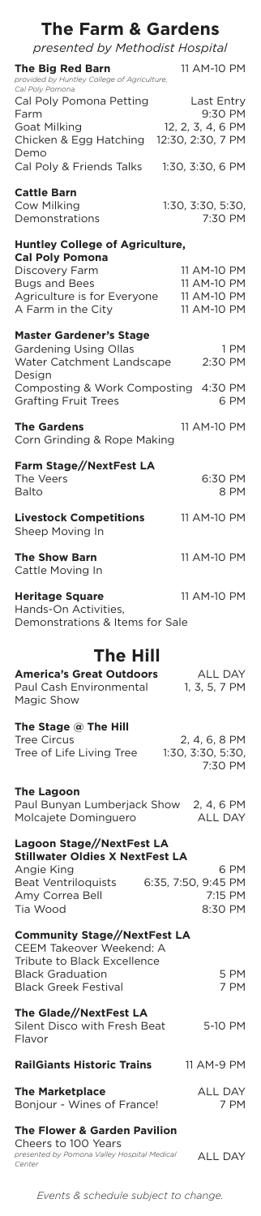# The Farm & Gardens

*presented by Methodist Hospital*

**The Big Red Barn** 11 AM-10 PM
*provided by Huntley College of Agriculture, Cal Poly Pomona*

- Cal Poly Pomona Petting Farm — Last Entry 9:30 PM
- Goat Milking — 12, 2, 3, 4, 6 PM
- Chicken & Egg Hatching Demo — 12:30, 2:30, 7 PM
- Cal Poly & Friends Talks — 1:30, 3:30, 6 PM

**Cattle Barn**

- Cow Milking Demonstrations — 1:30, 3:30, 5:30, 7:30 PM

**Huntley College of Agriculture, Cal Poly Pomona**

- Discovery Farm — 11 AM-10 PM
- Bugs and Bees — 11 AM-10 PM
- Agriculture is for Everyone — 11 AM-10 PM
- A Farm in the City — 11 AM-10 PM

**Master Gardener's Stage**

- Gardening Using Ollas — 1 PM
- Water Catchment Landscape Design — 2:30 PM
- Composting & Work Composting — 4:30 PM
- Grafting Fruit Trees — 6 PM

**The Gardens** 11 AM-10 PM
Corn Grinding & Rope Making

**Farm Stage//NextFest LA**

- The Veers — 6:30 PM
- Balto — 8 PM

**Livestock Competitions** 11 AM-10 PM
Sheep Moving In

**The Show Barn** 11 AM-10 PM
Cattle Moving In

**Heritage Square** 11 AM-10 PM
Hands-On Activities, Demonstrations & Items for Sale

# The Hill

**America's Great Outdoors** ALL DAY

- Paul Cash Environmental Magic Show — 1, 3, 5, 7 PM

**The Stage @ The Hill**

- Tree Circus — 2, 4, 6, 8 PM
- Tree of Life Living Tree — 1:30, 3:30, 5:30, 7:30 PM

**The Lagoon**

- Paul Bunyan Lumberjack Show — 2, 4, 6 PM
- Molcajete Dominguero — ALL DAY

**Lagoon Stage//NextFest LA**
**Stillwater Oldies X NextFest LA**

- Angie King — 6 PM
- Beat Ventriloquists — 6:35, 7:50, 9:45 PM
- Amy Correa Bell — 7:15 PM
- Tia Wood — 8:30 PM

**Community Stage//NextFest LA**
CEEM Takeover Weekend: A Tribute to Black Excellence

- Black Graduation — 5 PM
- Black Greek Festival — 7 PM

**The Glade//NextFest LA**

- Silent Disco with Fresh Beat Flavor — 5-10 PM

**RailGiants Historic Trains** 11 AM-9 PM

**The Marketplace** ALL DAY

- Bonjour - Wines of France! — 7 PM

**The Flower & Garden Pavilion**
Cheers to 100 Years
*presented by Pomona Valley Hospital Medical Center* — ALL DAY

*Events & schedule subject to change.*